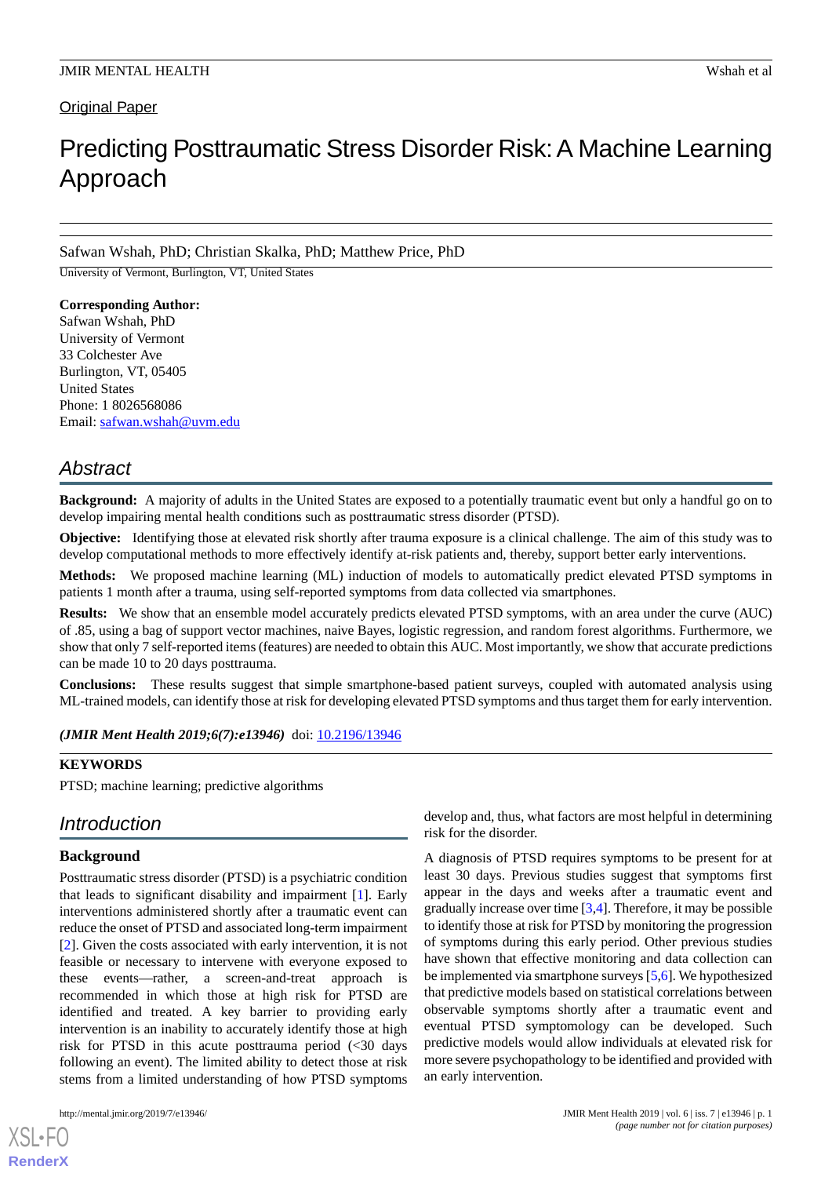Original Paper

# Predicting Posttraumatic Stress Disorder Risk: A Machine Learning Approach

Safwan Wshah, PhD; Christian Skalka, PhD; Matthew Price, PhD

University of Vermont, Burlington, VT, United States

**Corresponding Author:**
Safwan Wshah, PhD
University of Vermont
33 Colchester Ave
Burlington, VT, 05405
United States
Phone: 1 8026568086
Email: safwan.wshah@uvm.edu

## Abstract

**Background:** A majority of adults in the United States are exposed to a potentially traumatic event but only a handful go on to develop impairing mental health conditions such as posttraumatic stress disorder (PTSD).

**Objective:** Identifying those at elevated risk shortly after trauma exposure is a clinical challenge. The aim of this study was to develop computational methods to more effectively identify at-risk patients and, thereby, support better early interventions.

**Methods:** We proposed machine learning (ML) induction of models to automatically predict elevated PTSD symptoms in patients 1 month after a trauma, using self-reported symptoms from data collected via smartphones.

**Results:** We show that an ensemble model accurately predicts elevated PTSD symptoms, with an area under the curve (AUC) of .85, using a bag of support vector machines, naive Bayes, logistic regression, and random forest algorithms. Furthermore, we show that only 7 self-reported items (features) are needed to obtain this AUC. Most importantly, we show that accurate predictions can be made 10 to 20 days posttrauma.

**Conclusions:** These results suggest that simple smartphone-based patient surveys, coupled with automated analysis using ML-trained models, can identify those at risk for developing elevated PTSD symptoms and thus target them for early intervention.

*(JMIR Ment Health 2019;6(7):e13946)* doi: 10.2196/13946

**KEYWORDS**

PTSD; machine learning; predictive algorithms

## Introduction

### Background

Posttraumatic stress disorder (PTSD) is a psychiatric condition that leads to significant disability and impairment [1]. Early interventions administered shortly after a traumatic event can reduce the onset of PTSD and associated long-term impairment [2]. Given the costs associated with early intervention, it is not feasible or necessary to intervene with everyone exposed to these events—rather, a screen-and-treat approach is recommended in which those at high risk for PTSD are identified and treated. A key barrier to providing early intervention is an inability to accurately identify those at high risk for PTSD in this acute posttrauma period (<30 days following an event). The limited ability to detect those at risk stems from a limited understanding of how PTSD symptoms develop and, thus, what factors are most helpful in determining risk for the disorder.

A diagnosis of PTSD requires symptoms to be present for at least 30 days. Previous studies suggest that symptoms first appear in the days and weeks after a traumatic event and gradually increase over time [3,4]. Therefore, it may be possible to identify those at risk for PTSD by monitoring the progression of symptoms during this early period. Other previous studies have shown that effective monitoring and data collection can be implemented via smartphone surveys [5,6]. We hypothesized that predictive models based on statistical correlations between observable symptoms shortly after a traumatic event and eventual PTSD symptomology can be developed. Such predictive models would allow individuals at elevated risk for more severe psychopathology to be identified and provided with an early intervention.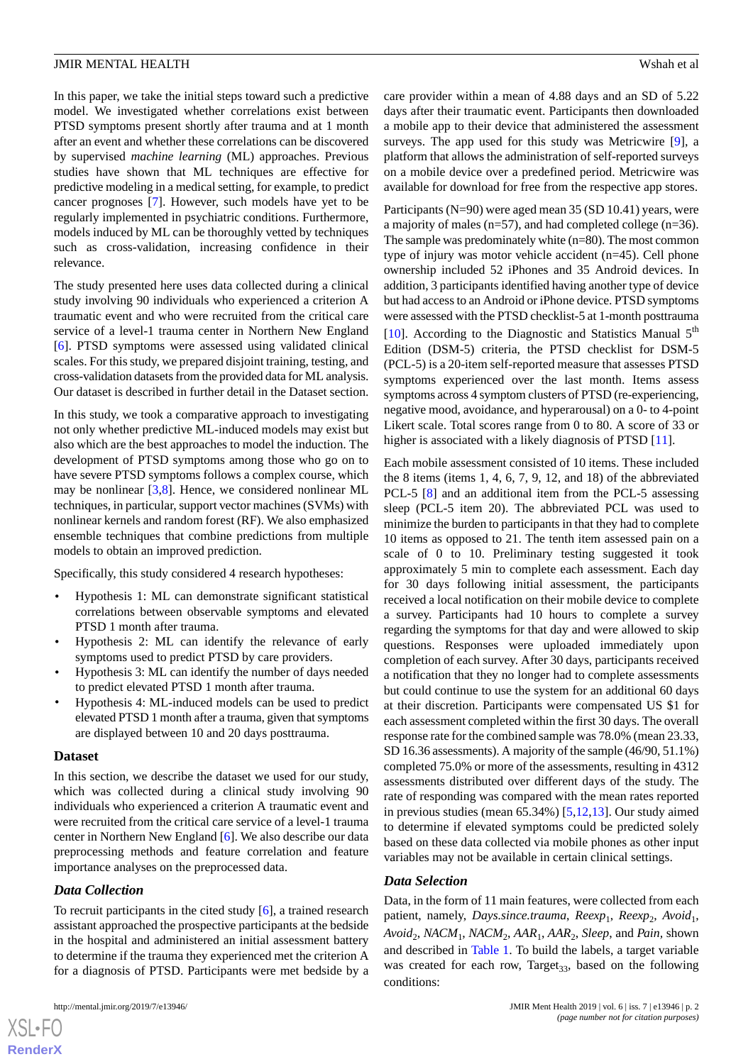In this paper, we take the initial steps toward such a predictive model. We investigated whether correlations exist between PTSD symptoms present shortly after trauma and at 1 month after an event and whether these correlations can be discovered by supervised *machine learning* (ML) approaches. Previous studies have shown that ML techniques are effective for predictive modeling in a medical setting, for example, to predict cancer prognoses [7]. However, such models have yet to be regularly implemented in psychiatric conditions. Furthermore, models induced by ML can be thoroughly vetted by techniques such as cross-validation, increasing confidence in their relevance.

The study presented here uses data collected during a clinical study involving 90 individuals who experienced a criterion A traumatic event and who were recruited from the critical care service of a level-1 trauma center in Northern New England [6]. PTSD symptoms were assessed using validated clinical scales. For this study, we prepared disjoint training, testing, and cross-validation datasets from the provided data for ML analysis. Our dataset is described in further detail in the Dataset section.

In this study, we took a comparative approach to investigating not only whether predictive ML-induced models may exist but also which are the best approaches to model the induction. The development of PTSD symptoms among those who go on to have severe PTSD symptoms follows a complex course, which may be nonlinear [3,8]. Hence, we considered nonlinear ML techniques, in particular, support vector machines (SVMs) with nonlinear kernels and random forest (RF). We also emphasized ensemble techniques that combine predictions from multiple models to obtain an improved prediction.

Specifically, this study considered 4 research hypotheses:

- Hypothesis 1: ML can demonstrate significant statistical correlations between observable symptoms and elevated PTSD 1 month after trauma.
- Hypothesis 2: ML can identify the relevance of early symptoms used to predict PTSD by care providers.
- Hypothesis 3: ML can identify the number of days needed to predict elevated PTSD 1 month after trauma.
- Hypothesis 4: ML-induced models can be used to predict elevated PTSD 1 month after a trauma, given that symptoms are displayed between 10 and 20 days posttrauma.

## Dataset

In this section, we describe the dataset we used for our study, which was collected during a clinical study involving 90 individuals who experienced a criterion A traumatic event and were recruited from the critical care service of a level-1 trauma center in Northern New England [6]. We also describe our data preprocessing methods and feature correlation and feature importance analyses on the preprocessed data.

### Data Collection

To recruit participants in the cited study [6], a trained research assistant approached the prospective participants at the bedside in the hospital and administered an initial assessment battery to determine if the trauma they experienced met the criterion A for a diagnosis of PTSD. Participants were met bedside by a care provider within a mean of 4.88 days and an SD of 5.22 days after their traumatic event. Participants then downloaded a mobile app to their device that administered the assessment surveys. The app used for this study was Metricwire [9], a platform that allows the administration of self-reported surveys on a mobile device over a predefined period. Metricwire was available for download for free from the respective app stores.

Participants (N=90) were aged mean 35 (SD 10.41) years, were a majority of males (n=57), and had completed college (n=36). The sample was predominately white (n=80). The most common type of injury was motor vehicle accident (n=45). Cell phone ownership included 52 iPhones and 35 Android devices. In addition, 3 participants identified having another type of device but had access to an Android or iPhone device. PTSD symptoms were assessed with the PTSD checklist-5 at 1-month posttrauma [10]. According to the Diagnostic and Statistics Manual 5$^{th}$ Edition (DSM-5) criteria, the PTSD checklist for DSM-5 (PCL-5) is a 20-item self-reported measure that assesses PTSD symptoms experienced over the last month. Items assess symptoms across 4 symptom clusters of PTSD (re-experiencing, negative mood, avoidance, and hyperarousal) on a 0- to 4-point Likert scale. Total scores range from 0 to 80. A score of 33 or higher is associated with a likely diagnosis of PTSD [11].

Each mobile assessment consisted of 10 items. These included the 8 items (items 1, 4, 6, 7, 9, 12, and 18) of the abbreviated PCL-5 [8] and an additional item from the PCL-5 assessing sleep (PCL-5 item 20). The abbreviated PCL was used to minimize the burden to participants in that they had to complete 10 items as opposed to 21. The tenth item assessed pain on a scale of 0 to 10. Preliminary testing suggested it took approximately 5 min to complete each assessment. Each day for 30 days following initial assessment, the participants received a local notification on their mobile device to complete a survey. Participants had 10 hours to complete a survey regarding the symptoms for that day and were allowed to skip questions. Responses were uploaded immediately upon completion of each survey. After 30 days, participants received a notification that they no longer had to complete assessments but could continue to use the system for an additional 60 days at their discretion. Participants were compensated US $1 for each assessment completed within the first 30 days. The overall response rate for the combined sample was 78.0% (mean 23.33, SD 16.36 assessments). A majority of the sample (46/90, 51.1%) completed 75.0% or more of the assessments, resulting in 4312 assessments distributed over different days of the study. The rate of responding was compared with the mean rates reported in previous studies (mean 65.34%) [5,12,13]. Our study aimed to determine if elevated symptoms could be predicted solely based on these data collected via mobile phones as other input variables may not be available in certain clinical settings.

### Data Selection

Data, in the form of 11 main features, were collected from each patient, namely, *Days.since.trauma*, *Reexp*$_1$, *Reexp*$_2$, *Avoid*$_1$, *Avoid*$_2$, *NACM*$_1$, *NACM*$_2$, *AAR*$_1$, *AAR*$_2$, *Sleep*, and *Pain*, shown and described in Table 1. To build the labels, a target variable was created for each row, Target$_{33}$, based on the following conditions: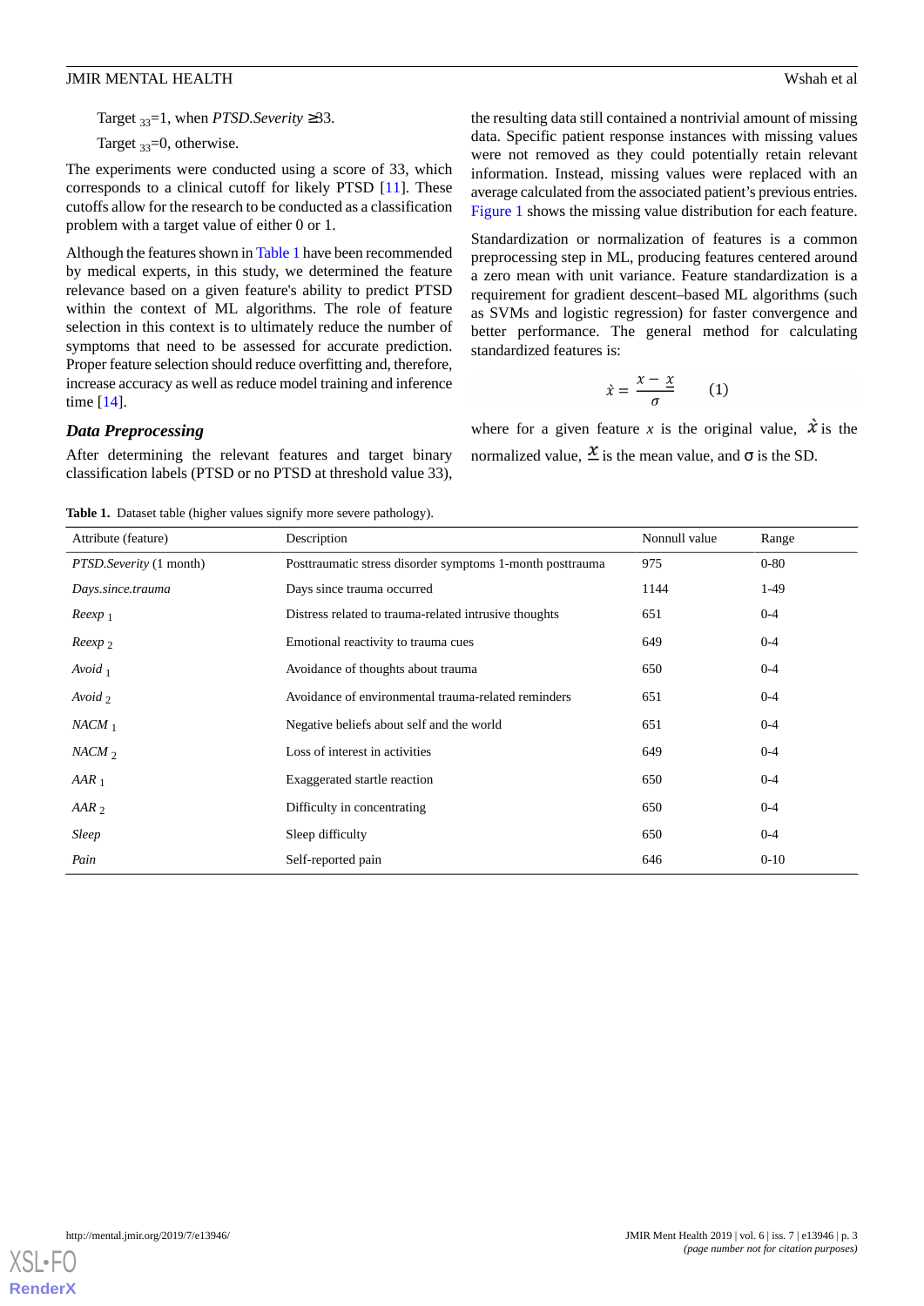$Target_{33}$=1, when *PTSD.Severity* ≥33.

$Target_{33}$=0, otherwise.

The experiments were conducted using a score of 33, which corresponds to a clinical cutoff for likely PTSD [11]. These cutoffs allow for the research to be conducted as a classification problem with a target value of either 0 or 1.

Although the features shown in Table 1 have been recommended by medical experts, in this study, we determined the feature relevance based on a given feature's ability to predict PTSD within the context of ML algorithms. The role of feature selection in this context is to ultimately reduce the number of symptoms that need to be assessed for accurate prediction. Proper feature selection should reduce overfitting and, therefore, increase accuracy as well as reduce model training and inference time [14].

### Data Preprocessing

After determining the relevant features and target binary classification labels (PTSD or no PTSD at threshold value 33), the resulting data still contained a nontrivial amount of missing data. Specific patient response instances with missing values were not removed as they could potentially retain relevant information. Instead, missing values were replaced with an average calculated from the associated patient's previous entries. Figure 1 shows the missing value distribution for each feature.

Standardization or normalization of features is a common preprocessing step in ML, producing features centered around a zero mean with unit variance. Feature standardization is a requirement for gradient descent–based ML algorithms (such as SVMs and logistic regression) for faster convergence and better performance. The general method for calculating standardized features is:

$$\dot{x} = \frac{x - \underline{x}}{\sigma} \quad (1)$$

where for a given feature $x$ is the original value, $\dot{x}$ is the normalized value, $\underline{x}$ is the mean value, and σ is the SD.

**Table 1.** Dataset table (higher values signify more severe pathology).

| Attribute (feature) | Description | Nonnull value | Range |
|---|---|---|---|
| *PTSD.Severity* (1 month) | Posttraumatic stress disorder symptoms 1-month posttrauma | 975 | 0-80 |
| *Days.since.trauma* | Days since trauma occurred | 1144 | 1-49 |
| $Reexp_1$ | Distress related to trauma-related intrusive thoughts | 651 | 0-4 |
| $Reexp_2$ | Emotional reactivity to trauma cues | 649 | 0-4 |
| $Avoid_1$ | Avoidance of thoughts about trauma | 650 | 0-4 |
| $Avoid_2$ | Avoidance of environmental trauma-related reminders | 651 | 0-4 |
| $NACM_1$ | Negative beliefs about self and the world | 651 | 0-4 |
| $NACM_2$ | Loss of interest in activities | 649 | 0-4 |
| $AAR_1$ | Exaggerated startle reaction | 650 | 0-4 |
| $AAR_2$ | Difficulty in concentrating | 650 | 0-4 |
| *Sleep* | Sleep difficulty | 650 | 0-4 |
| *Pain* | Self-reported pain | 646 | 0-10 |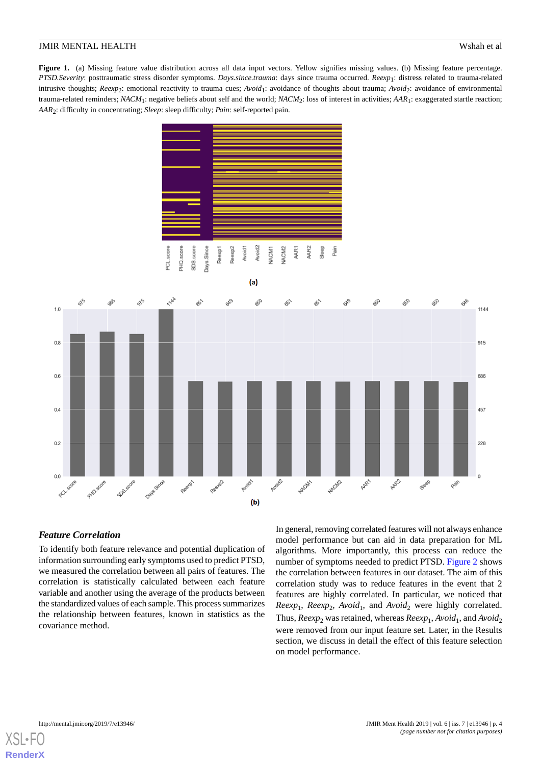**Figure 1.** (a) Missing feature value distribution across all data input vectors. Yellow signifies missing values. (b) Missing feature percentage. *PTSD.Severity*: posttraumatic stress disorder symptoms. *Days.since.trauma*: days since trauma occurred. *Reexp*$_1$: distress related to trauma-related intrusive thoughts; *Reexp*$_2$: emotional reactivity to trauma cues; *Avoid*$_1$: avoidance of thoughts about trauma; *Avoid*$_2$: avoidance of environmental trauma-related reminders; *NACM*$_1$: negative beliefs about self and the world; *NACM*$_2$: loss of interest in activities; *AAR*$_1$: exaggerated startle reaction; *AAR*$_2$: difficulty in concentrating; *Sleep*: sleep difficulty; *Pain*: self-reported pain.

### Feature Correlation

To identify both feature relevance and potential duplication of information surrounding early symptoms used to predict PTSD, we measured the correlation between all pairs of features. The correlation is statistically calculated between each feature variable and another using the average of the products between the standardized values of each sample. This process summarizes the relationship between features, known in statistics as the covariance method.

In general, removing correlated features will not always enhance model performance but can aid in data preparation for ML algorithms. More importantly, this process can reduce the number of symptoms needed to predict PTSD. Figure 2 shows the correlation between features in our dataset. The aim of this correlation study was to reduce features in the event that 2 features are highly correlated. In particular, we noticed that *Reexp*$_1$, *Reexp*$_2$, *Avoid*$_1$, and *Avoid*$_2$ were highly correlated. Thus, *Reexp*$_2$ was retained, whereas *Reexp*$_1$, *Avoid*$_1$, and *Avoid*$_2$ were removed from our input feature set. Later, in the Results section, we discuss in detail the effect of this feature selection on model performance.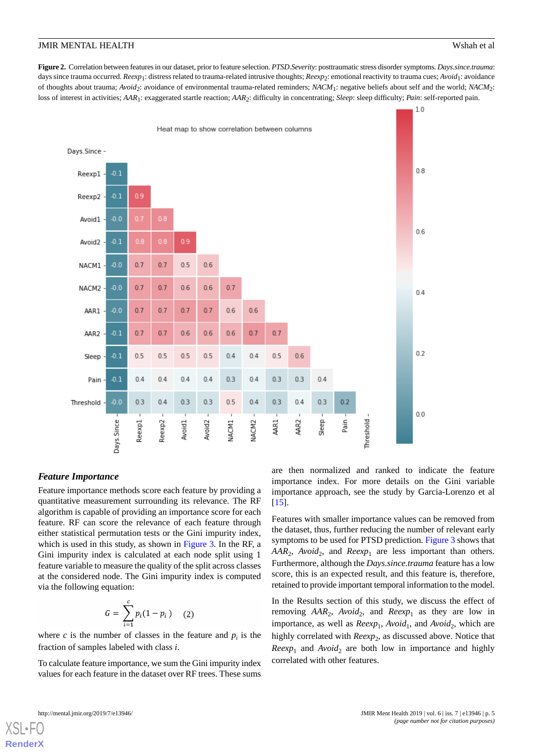**Figure 2.** Correlation between features in our dataset, prior to feature selection. *PTSD.Severity*: posttraumatic stress disorder symptoms. *Days.since.trauma*: days since trauma occurred. *Reexp*$_1$: distress related to trauma-related intrusive thoughts; *Reexp*$_2$: emotional reactivity to trauma cues; *Avoid*$_1$: avoidance of thoughts about trauma; *Avoid*$_2$: avoidance of environmental trauma-related reminders; *NACM*$_1$: negative beliefs about self and the world; *NACM*$_2$: loss of interest in activities; *AAR*$_1$: exaggerated startle reaction; *AAR*$_2$: difficulty in concentrating; *Sleep*: sleep difficulty; *Pain*: self-reported pain.

Heat map to show correlation between columns

| | Days.Since | Reexp1 | Reexp2 | Avoid1 | Avoid2 | NACM1 | NACM2 | AAR1 | AAR2 | Sleep | Pain | Threshold |
|---|---|---|---|---|---|---|---|---|---|---|---|---|
| Days.Since | | | | | | | | | | | | |
| Reexp1 | -0.1 | | | | | | | | | | | |
| Reexp2 | -0.1 | 0.9 | | | | | | | | | | |
| Avoid1 | -0.0 | 0.7 | 0.8 | | | | | | | | | |
| Avoid2 | -0.1 | 0.8 | 0.8 | 0.9 | | | | | | | | |
| NACM1 | -0.0 | 0.7 | 0.7 | 0.5 | 0.6 | | | | | | | |
| NACM2 | -0.0 | 0.7 | 0.7 | 0.6 | 0.6 | 0.7 | | | | | | |
| AAR1 | -0.0 | 0.7 | 0.7 | 0.7 | 0.7 | 0.6 | 0.6 | | | | | |
| AAR2 | -0.1 | 0.7 | 0.7 | 0.6 | 0.6 | 0.6 | 0.7 | 0.7 | | | | |
| Sleep | -0.1 | 0.5 | 0.5 | 0.5 | 0.5 | 0.4 | 0.4 | 0.5 | 0.6 | | | |
| Pain | -0.1 | 0.4 | 0.4 | 0.4 | 0.4 | 0.3 | 0.4 | 0.3 | 0.3 | 0.4 | | |
| Threshold | -0.0 | 0.3 | 0.4 | 0.3 | 0.3 | 0.5 | 0.4 | 0.3 | 0.4 | 0.3 | 0.2 | |

### Feature Importance

Feature importance methods score each feature by providing a quantitative measurement surrounding its relevance. The RF algorithm is capable of providing an importance score for each feature. RF can score the relevance of each feature through either statistical permutation tests or the Gini impurity index, which is used in this study, as shown in Figure 3. In the RF, a Gini impurity index is calculated at each node split using 1 feature variable to measure the quality of the split across classes at the considered node. The Gini impurity index is computed via the following equation:

$$G = \sum_{i=1}^{c} p_i(1 - p_i) \quad (2)$$

where $c$ is the number of classes in the feature and $p_i$ is the fraction of samples labeled with class $i$.

To calculate feature importance, we sum the Gini impurity index values for each feature in the dataset over RF trees. These sums are then normalized and ranked to indicate the feature importance index. For more details on the Gini variable importance approach, see the study by Garcia-Lorenzo et al [15].

Features with smaller importance values can be removed from the dataset, thus, further reducing the number of relevant early symptoms to be used for PTSD prediction. Figure 3 shows that $AAR_2$, $Avoid_2$, and $Reexp_1$ are less important than others. Furthermore, although the *Days.since.trauma* feature has a low score, this is an expected result, and this feature is, therefore, retained to provide important temporal information to the model.

In the Results section of this study, we discuss the effect of removing $AAR_2$, $Avoid_2$, and $Reexp_1$ as they are low in importance, as well as $Reexp_1$, $Avoid_1$, and $Avoid_2$, which are highly correlated with $Reexp_2$, as discussed above. Notice that $Reexp_1$ and $Avoid_2$ are both low in importance and highly correlated with other features.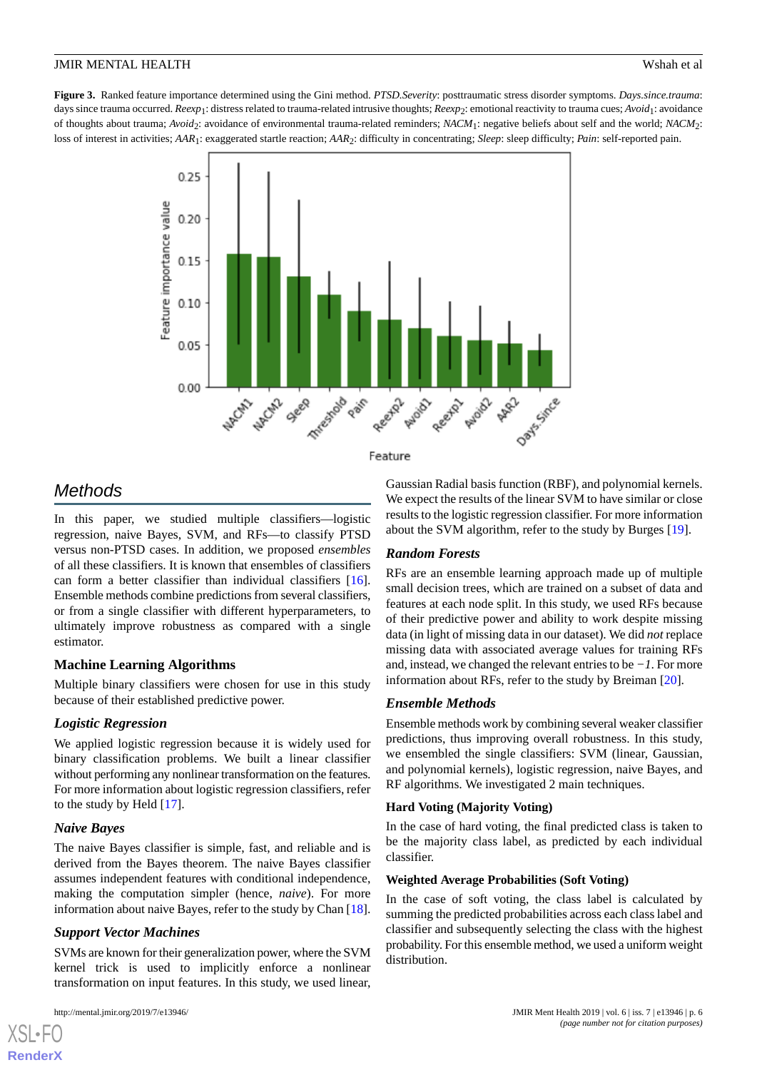**Figure 3.** Ranked feature importance determined using the Gini method. *PTSD.Severity*: posttraumatic stress disorder symptoms. *Days.since.trauma*: days since trauma occurred. *Reexp*$_1$: distress related to trauma-related intrusive thoughts; *Reexp*$_2$: emotional reactivity to trauma cues; *Avoid*$_1$: avoidance of thoughts about trauma; *Avoid*$_2$: avoidance of environmental trauma-related reminders; *NACM*$_1$: negative beliefs about self and the world; *NACM*$_2$: loss of interest in activities; *AAR*$_1$: exaggerated startle reaction; *AAR*$_2$: difficulty in concentrating; *Sleep*: sleep difficulty; *Pain*: self-reported pain.

## Methods

In this paper, we studied multiple classifiers—logistic regression, naive Bayes, SVM, and RFs—to classify PTSD versus non-PTSD cases. In addition, we proposed *ensembles* of all these classifiers. It is known that ensembles of classifiers can form a better classifier than individual classifiers [16]. Ensemble methods combine predictions from several classifiers, or from a single classifier with different hyperparameters, to ultimately improve robustness as compared with a single estimator.

### Machine Learning Algorithms

Multiple binary classifiers were chosen for use in this study because of their established predictive power.

#### *Logistic Regression*

We applied logistic regression because it is widely used for binary classification problems. We built a linear classifier without performing any nonlinear transformation on the features. For more information about logistic regression classifiers, refer to the study by Held [17].

#### *Naive Bayes*

The naive Bayes classifier is simple, fast, and reliable and is derived from the Bayes theorem. The naive Bayes classifier assumes independent features with conditional independence, making the computation simpler (hence, *naive*). For more information about naive Bayes, refer to the study by Chan [18].

#### *Support Vector Machines*

SVMs are known for their generalization power, where the SVM kernel trick is used to implicitly enforce a nonlinear transformation on input features. In this study, we used linear, Gaussian Radial basis function (RBF), and polynomial kernels. We expect the results of the linear SVM to have similar or close results to the logistic regression classifier. For more information about the SVM algorithm, refer to the study by Burges [19].

#### *Random Forests*

RFs are an ensemble learning approach made up of multiple small decision trees, which are trained on a subset of data and features at each node split. In this study, we used RFs because of their predictive power and ability to work despite missing data (in light of missing data in our dataset). We did *not* replace missing data with associated average values for training RFs and, instead, we changed the relevant entries to be *−1*. For more information about RFs, refer to the study by Breiman [20].

#### *Ensemble Methods*

Ensemble methods work by combining several weaker classifier predictions, thus improving overall robustness. In this study, we ensembled the single classifiers: SVM (linear, Gaussian, and polynomial kernels), logistic regression, naive Bayes, and RF algorithms. We investigated 2 main techniques.

##### Hard Voting (Majority Voting)

In the case of hard voting, the final predicted class is taken to be the majority class label, as predicted by each individual classifier.

##### Weighted Average Probabilities (Soft Voting)

In the case of soft voting, the class label is calculated by summing the predicted probabilities across each class label and classifier and subsequently selecting the class with the highest probability. For this ensemble method, we used a uniform weight distribution.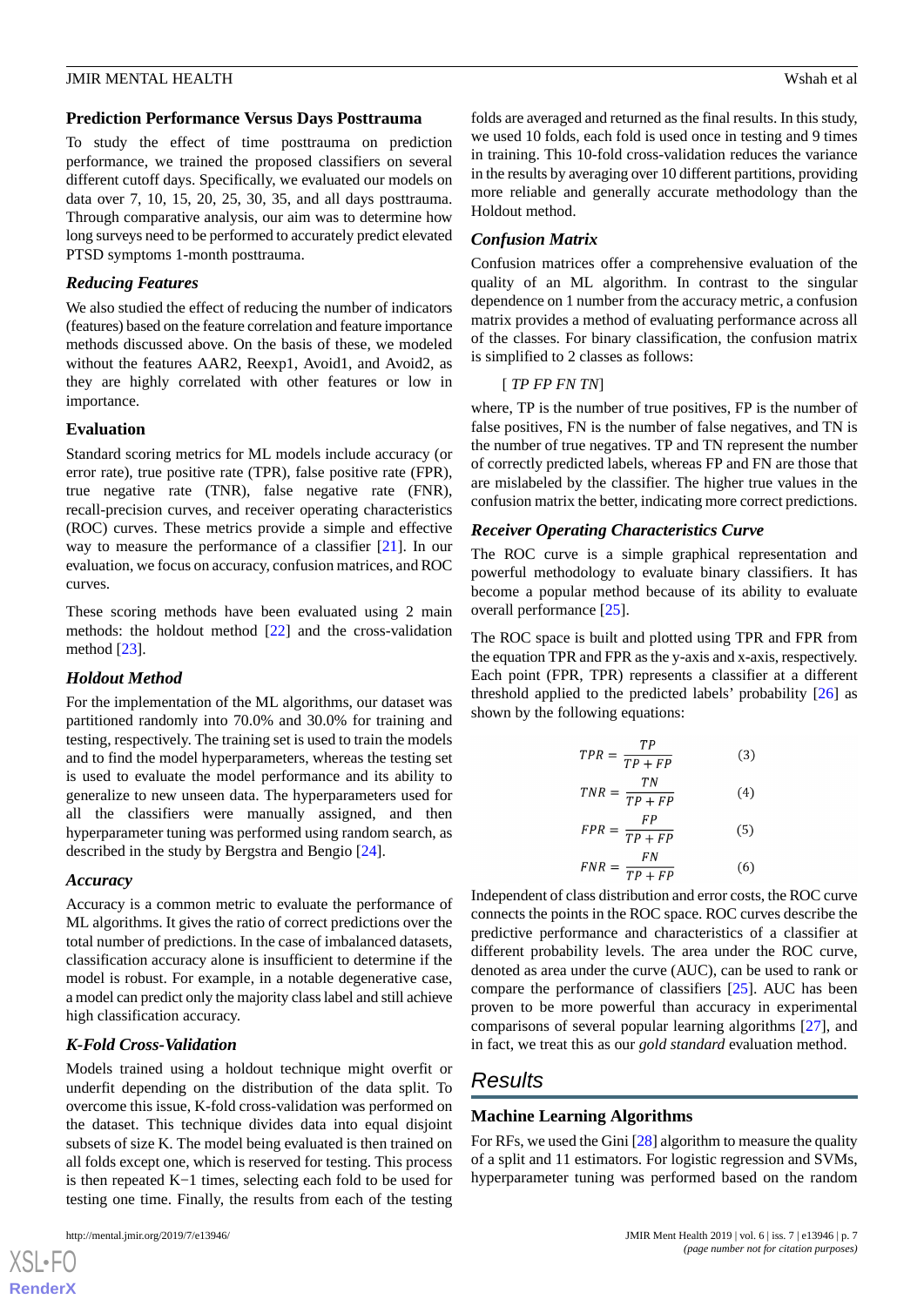### Prediction Performance Versus Days Posttrauma

To study the effect of time posttrauma on prediction performance, we trained the proposed classifiers on several different cutoff days. Specifically, we evaluated our models on data over 7, 10, 15, 20, 25, 30, 35, and all days posttrauma. Through comparative analysis, our aim was to determine how long surveys need to be performed to accurately predict elevated PTSD symptoms 1-month posttrauma.

### *Reducing Features*

We also studied the effect of reducing the number of indicators (features) based on the feature correlation and feature importance methods discussed above. On the basis of these, we modeled without the features AAR2, Reexp1, Avoid1, and Avoid2, as they are highly correlated with other features or low in importance.

### Evaluation

Standard scoring metrics for ML models include accuracy (or error rate), true positive rate (TPR), false positive rate (FPR), true negative rate (TNR), false negative rate (FNR), recall-precision curves, and receiver operating characteristics (ROC) curves. These metrics provide a simple and effective way to measure the performance of a classifier [21]. In our evaluation, we focus on accuracy, confusion matrices, and ROC curves.

These scoring methods have been evaluated using 2 main methods: the holdout method [22] and the cross-validation method [23].

### *Holdout Method*

For the implementation of the ML algorithms, our dataset was partitioned randomly into 70.0% and 30.0% for training and testing, respectively. The training set is used to train the models and to find the model hyperparameters, whereas the testing set is used to evaluate the model performance and its ability to generalize to new unseen data. The hyperparameters used for all the classifiers were manually assigned, and then hyperparameter tuning was performed using random search, as described in the study by Bergstra and Bengio [24].

### *Accuracy*

Accuracy is a common metric to evaluate the performance of ML algorithms. It gives the ratio of correct predictions over the total number of predictions. In the case of imbalanced datasets, classification accuracy alone is insufficient to determine if the model is robust. For example, in a notable degenerative case, a model can predict only the majority class label and still achieve high classification accuracy.

### *K-Fold Cross-Validation*

Models trained using a holdout technique might overfit or underfit depending on the distribution of the data split. To overcome this issue, K-fold cross-validation was performed on the dataset. This technique divides data into equal disjoint subsets of size K. The model being evaluated is then trained on all folds except one, which is reserved for testing. This process is then repeated K−1 times, selecting each fold to be used for testing one time. Finally, the results from each of the testing folds are averaged and returned as the final results. In this study, we used 10 folds, each fold is used once in testing and 9 times in training. This 10-fold cross-validation reduces the variance in the results by averaging over 10 different partitions, providing more reliable and generally accurate methodology than the Holdout method.

### *Confusion Matrix*

Confusion matrices offer a comprehensive evaluation of the quality of an ML algorithm. In contrast to the singular dependence on 1 number from the accuracy metric, a confusion matrix provides a method of evaluating performance across all of the classes. For binary classification, the confusion matrix is simplified to 2 classes as follows:

$$[\ TP\ FP\ FN\ TN]$$

where, TP is the number of true positives, FP is the number of false positives, FN is the number of false negatives, and TN is the number of true negatives. TP and TN represent the number of correctly predicted labels, whereas FP and FN are those that are mislabeled by the classifier. The higher true values in the confusion matrix the better, indicating more correct predictions.

### *Receiver Operating Characteristics Curve*

The ROC curve is a simple graphical representation and powerful methodology to evaluate binary classifiers. It has become a popular method because of its ability to evaluate overall performance [25].

The ROC space is built and plotted using TPR and FPR from the equation TPR and FPR as the y-axis and x-axis, respectively. Each point (FPR, TPR) represents a classifier at a different threshold applied to the predicted labels' probability [26] as shown by the following equations:

$$TPR = \frac{TP}{TP + FP} \quad (3)$$

$$TNR = \frac{TN}{TP + FP} \quad (4)$$

$$FPR = \frac{FP}{TP + FP} \quad (5)$$

$$FNR = \frac{FN}{TP + FP} \quad (6)$$

Independent of class distribution and error costs, the ROC curve connects the points in the ROC space. ROC curves describe the predictive performance and characteristics of a classifier at different probability levels. The area under the ROC curve, denoted as area under the curve (AUC), can be used to rank or compare the performance of classifiers [25]. AUC has been proven to be more powerful than accuracy in experimental comparisons of several popular learning algorithms [27], and in fact, we treat this as our *gold standard* evaluation method.

## Results

### Machine Learning Algorithms

For RFs, we used the Gini [28] algorithm to measure the quality of a split and 11 estimators. For logistic regression and SVMs, hyperparameter tuning was performed based on the random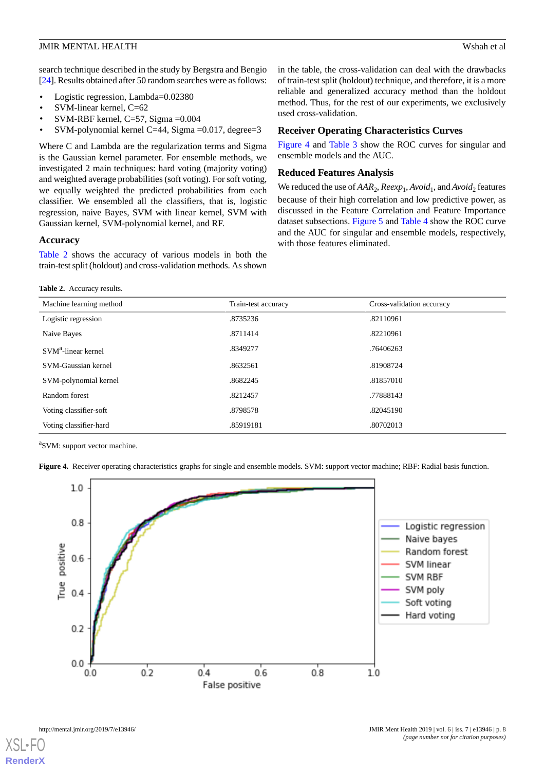search technique described in the study by Bergstra and Bengio [24]. Results obtained after 50 random searches were as follows:

- Logistic regression, Lambda=0.02380
- SVM-linear kernel, C=62
- SVM-RBF kernel, C=57, Sigma =0.004
- SVM-polynomial kernel C=44, Sigma =0.017, degree=3

Where C and Lambda are the regularization terms and Sigma is the Gaussian kernel parameter. For ensemble methods, we investigated 2 main techniques: hard voting (majority voting) and weighted average probabilities (soft voting). For soft voting, we equally weighted the predicted probabilities from each classifier. We ensembled all the classifiers, that is, logistic regression, naive Bayes, SVM with linear kernel, SVM with Gaussian kernel, SVM-polynomial kernel, and RF.

### Accuracy

Table 2 shows the accuracy of various models in both the train-test split (holdout) and cross-validation methods. As shown in the table, the cross-validation can deal with the drawbacks of train-test split (holdout) technique, and therefore, it is a more reliable and generalized accuracy method than the holdout method. Thus, for the rest of our experiments, we exclusively used cross-validation.

### Receiver Operating Characteristics Curves

Figure 4 and Table 3 show the ROC curves for singular and ensemble models and the AUC.

### Reduced Features Analysis

We reduced the use of $AAR_2$, $Reexp_1$, $Avoid_1$, and $Avoid_2$ features because of their high correlation and low predictive power, as discussed in the Feature Correlation and Feature Importance dataset subsections. Figure 5 and Table 4 show the ROC curve and the AUC for singular and ensemble models, respectively, with those features eliminated.

**Table 2.** Accuracy results.

| Machine learning method | Train-test accuracy | Cross-validation accuracy |
|---|---|---|
| Logistic regression | .8735236 | .82110961 |
| Naive Bayes | .8711414 | .82210961 |
| SVM[a]-linear kernel | .8349277 | .76406263 |
| SVM-Gaussian kernel | .8632561 | .81908724 |
| SVM-polynomial kernel | .8682245 | .81857010 |
| Random forest | .8212457 | .77888143 |
| Voting classifier-soft | .8798578 | .82045190 |
| Voting classifier-hard | .85919181 | .80702013 |

[a]SVM: support vector machine.

**Figure 4.** Receiver operating characteristics graphs for single and ensemble models. SVM: support vector machine; RBF: Radial basis function.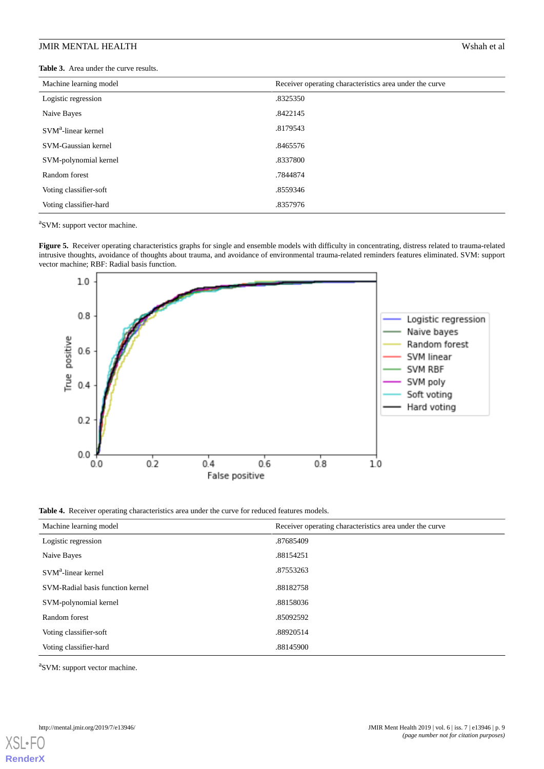**Table 3.** Area under the curve results.

| Machine learning model | Receiver operating characteristics area under the curve |
|---|---|
| Logistic regression | .8325350 |
| Naive Bayes | .8422145 |
| SVM[a]-linear kernel | .8179543 |
| SVM-Gaussian kernel | .8465576 |
| SVM-polynomial kernel | .8337800 |
| Random forest | .7844874 |
| Voting classifier-soft | .8559346 |
| Voting classifier-hard | .8357976 |

[a]SVM: support vector machine.

**Figure 5.** Receiver operating characteristics graphs for single and ensemble models with difficulty in concentrating, distress related to trauma-related intrusive thoughts, avoidance of thoughts about trauma, and avoidance of environmental trauma-related reminders features eliminated. SVM: support vector machine; RBF: Radial basis function.

**Table 4.** Receiver operating characteristics area under the curve for reduced features models.

| Machine learning model | Receiver operating characteristics area under the curve |
|---|---|
| Logistic regression | .87685409 |
| Naive Bayes | .88154251 |
| SVM[a]-linear kernel | .87553263 |
| SVM-Radial basis function kernel | .88182758 |
| SVM-polynomial kernel | .88158036 |
| Random forest | .85092592 |
| Voting classifier-soft | .88920514 |
| Voting classifier-hard | .88145900 |

[a]SVM: support vector machine.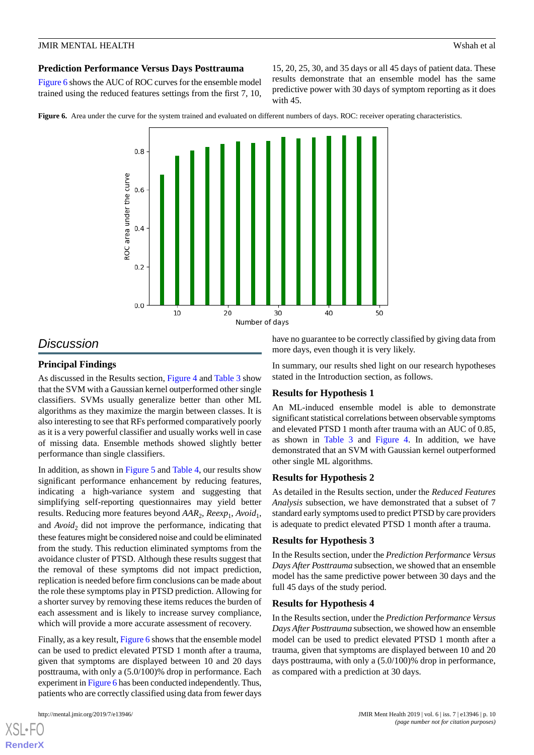### Prediction Performance Versus Days Posttrauma

Figure 6 shows the AUC of ROC curves for the ensemble model trained using the reduced features settings from the first 7, 10, 15, 20, 25, 30, and 35 days or all 45 days of patient data. These results demonstrate that an ensemble model has the same predictive power with 30 days of symptom reporting as it does with 45.

**Figure 6.** Area under the curve for the system trained and evaluated on different numbers of days. ROC: receiver operating characteristics.

## Discussion

### Principal Findings

As discussed in the Results section, Figure 4 and Table 3 show that the SVM with a Gaussian kernel outperformed other single classifiers. SVMs usually generalize better than other ML algorithms as they maximize the margin between classes. It is also interesting to see that RFs performed comparatively poorly as it is a very powerful classifier and usually works well in case of missing data. Ensemble methods showed slightly better performance than single classifiers.

In addition, as shown in Figure 5 and Table 4, our results show significant performance enhancement by reducing features, indicating a high-variance system and suggesting that simplifying self-reporting questionnaires may yield better results. Reducing more features beyond $AAR_2$, $Reexp_1$, $Avoid_1$, and $Avoid_2$ did not improve the performance, indicating that these features might be considered noise and could be eliminated from the study. This reduction eliminated symptoms from the avoidance cluster of PTSD. Although these results suggest that the removal of these symptoms did not impact prediction, replication is needed before firm conclusions can be made about the role these symptoms play in PTSD prediction. Allowing for a shorter survey by removing these items reduces the burden of each assessment and is likely to increase survey compliance, which will provide a more accurate assessment of recovery.

Finally, as a key result, Figure 6 shows that the ensemble model can be used to predict elevated PTSD 1 month after a trauma, given that symptoms are displayed between 10 and 20 days posttrauma, with only a (5.0/100)% drop in performance. Each experiment in Figure 6 has been conducted independently. Thus, patients who are correctly classified using data from fewer days have no guarantee to be correctly classified by giving data from more days, even though it is very likely.

In summary, our results shed light on our research hypotheses stated in the Introduction section, as follows.

### Results for Hypothesis 1

An ML-induced ensemble model is able to demonstrate significant statistical correlations between observable symptoms and elevated PTSD 1 month after trauma with an AUC of 0.85, as shown in Table 3 and Figure 4. In addition, we have demonstrated that an SVM with Gaussian kernel outperformed other single ML algorithms.

### Results for Hypothesis 2

As detailed in the Results section, under the *Reduced Features Analysis* subsection, we have demonstrated that a subset of 7 standard early symptoms used to predict PTSD by care providers is adequate to predict elevated PTSD 1 month after a trauma.

### Results for Hypothesis 3

In the Results section, under the *Prediction Performance Versus Days After Posttrauma* subsection, we showed that an ensemble model has the same predictive power between 30 days and the full 45 days of the study period.

### Results for Hypothesis 4

In the Results section, under the *Prediction Performance Versus Days After Posttrauma* subsection, we showed how an ensemble model can be used to predict elevated PTSD 1 month after a trauma, given that symptoms are displayed between 10 and 20 days posttrauma, with only a (5.0/100)% drop in performance, as compared with a prediction at 30 days.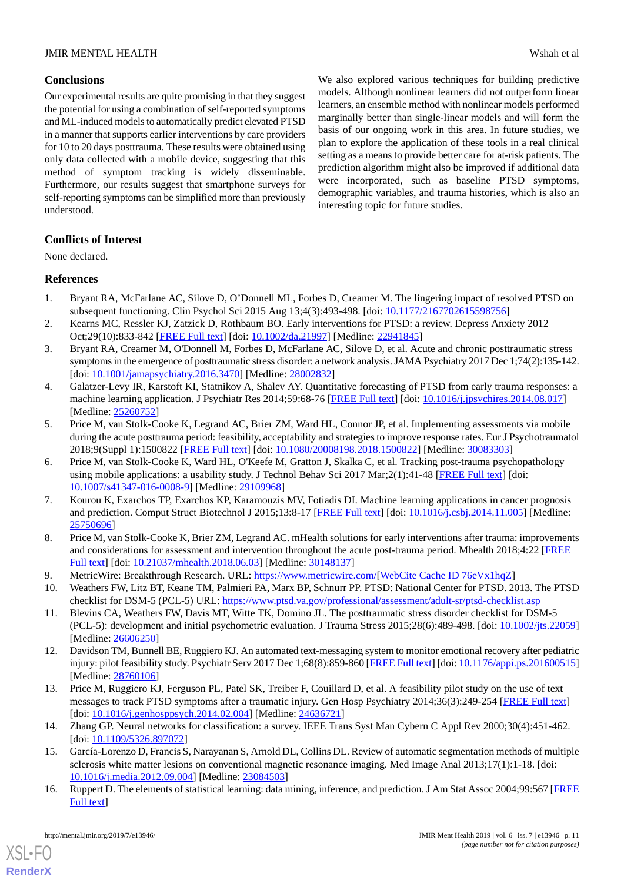## Conclusions

Our experimental results are quite promising in that they suggest the potential for using a combination of self-reported symptoms and ML-induced models to automatically predict elevated PTSD in a manner that supports earlier interventions by care providers for 10 to 20 days posttrauma. These results were obtained using only data collected with a mobile device, suggesting that this method of symptom tracking is widely disseminable. Furthermore, our results suggest that smartphone surveys for self-reporting symptoms can be simplified more than previously understood.

We also explored various techniques for building predictive models. Although nonlinear learners did not outperform linear learners, an ensemble method with nonlinear models performed marginally better than single-linear models and will form the basis of our ongoing work in this area. In future studies, we plan to explore the application of these tools in a real clinical setting as a means to provide better care for at-risk patients. The prediction algorithm might also be improved if additional data were incorporated, such as baseline PTSD symptoms, demographic variables, and trauma histories, which is also an interesting topic for future studies.

## Conflicts of Interest

None declared.

## References

1. Bryant RA, McFarlane AC, Silove D, O'Donnell ML, Forbes D, Creamer M. The lingering impact of resolved PTSD on subsequent functioning. Clin Psychol Sci 2015 Aug 13;4(3):493-498. [doi: 10.1177/2167702615598756]
2. Kearns MC, Ressler KJ, Zatzick D, Rothbaum BO. Early interventions for PTSD: a review. Depress Anxiety 2012 Oct;29(10):833-842 [FREE Full text] [doi: 10.1002/da.21997] [Medline: 22941845]
3. Bryant RA, Creamer M, O'Donnell M, Forbes D, McFarlane AC, Silove D, et al. Acute and chronic posttraumatic stress symptoms in the emergence of posttraumatic stress disorder: a network analysis. JAMA Psychiatry 2017 Dec 1;74(2):135-142. [doi: 10.1001/jamapsychiatry.2016.3470] [Medline: 28002832]
4. Galatzer-Levy IR, Karstoft KI, Statnikov A, Shalev AY. Quantitative forecasting of PTSD from early trauma responses: a machine learning application. J Psychiatr Res 2014;59:68-76 [FREE Full text] [doi: 10.1016/j.jpsychires.2014.08.017] [Medline: 25260752]
5. Price M, van Stolk-Cooke K, Legrand AC, Brier ZM, Ward HL, Connor JP, et al. Implementing assessments via mobile during the acute posttrauma period: feasibility, acceptability and strategies to improve response rates. Eur J Psychotraumatol 2018;9(Suppl 1):1500822 [FREE Full text] [doi: 10.1080/20008198.2018.1500822] [Medline: 30083303]
6. Price M, van Stolk-Cooke K, Ward HL, O'Keefe M, Gratton J, Skalka C, et al. Tracking post-trauma psychopathology using mobile applications: a usability study. J Technol Behav Sci 2017 Mar;2(1):41-48 [FREE Full text] [doi: 10.1007/s41347-016-0008-9] [Medline: 29109968]
7. Kourou K, Exarchos TP, Exarchos KP, Karamouzis MV, Fotiadis DI. Machine learning applications in cancer prognosis and prediction. Comput Struct Biotechnol J 2015;13:8-17 [FREE Full text] [doi: 10.1016/j.csbj.2014.11.005] [Medline: 25750696]
8. Price M, van Stolk-Cooke K, Brier ZM, Legrand AC. mHealth solutions for early interventions after trauma: improvements and considerations for assessment and intervention throughout the acute post-trauma period. Mhealth 2018;4:22 [FREE Full text] [doi: 10.21037/mhealth.2018.06.03] [Medline: 30148137]
9. MetricWire: Breakthrough Research. URL: https://www.metricwire.com/[WebCite Cache ID 76eVx1hqZ]
10. Weathers FW, Litz BT, Keane TM, Palmieri PA, Marx BP, Schnurr PP. PTSD: National Center for PTSD. 2013. The PTSD checklist for DSM-5 (PCL-5) URL: https://www.ptsd.va.gov/professional/assessment/adult-sr/ptsd-checklist.asp
11. Blevins CA, Weathers FW, Davis MT, Witte TK, Domino JL. The posttraumatic stress disorder checklist for DSM-5 (PCL-5): development and initial psychometric evaluation. J Trauma Stress 2015;28(6):489-498. [doi: 10.1002/jts.22059] [Medline: 26606250]
12. Davidson TM, Bunnell BE, Ruggiero KJ. An automated text-messaging system to monitor emotional recovery after pediatric injury: pilot feasibility study. Psychiatr Serv 2017 Dec 1;68(8):859-860 [FREE Full text] [doi: 10.1176/appi.ps.201600515] [Medline: 28760106]
13. Price M, Ruggiero KJ, Ferguson PL, Patel SK, Treiber F, Couillard D, et al. A feasibility pilot study on the use of text messages to track PTSD symptoms after a traumatic injury. Gen Hosp Psychiatry 2014;36(3):249-254 [FREE Full text] [doi: 10.1016/j.genhosppsych.2014.02.004] [Medline: 24636721]
14. Zhang GP. Neural networks for classification: a survey. IEEE Trans Syst Man Cybern C Appl Rev 2000;30(4):451-462. [doi: 10.1109/5326.897072]
15. García-Lorenzo D, Francis S, Narayanan S, Arnold DL, Collins DL. Review of automatic segmentation methods of multiple sclerosis white matter lesions on conventional magnetic resonance imaging. Med Image Anal 2013;17(1):1-18. [doi: 10.1016/j.media.2012.09.004] [Medline: 23084503]
16. Ruppert D. The elements of statistical learning: data mining, inference, and prediction. J Am Stat Assoc 2004;99:567 [FREE Full text]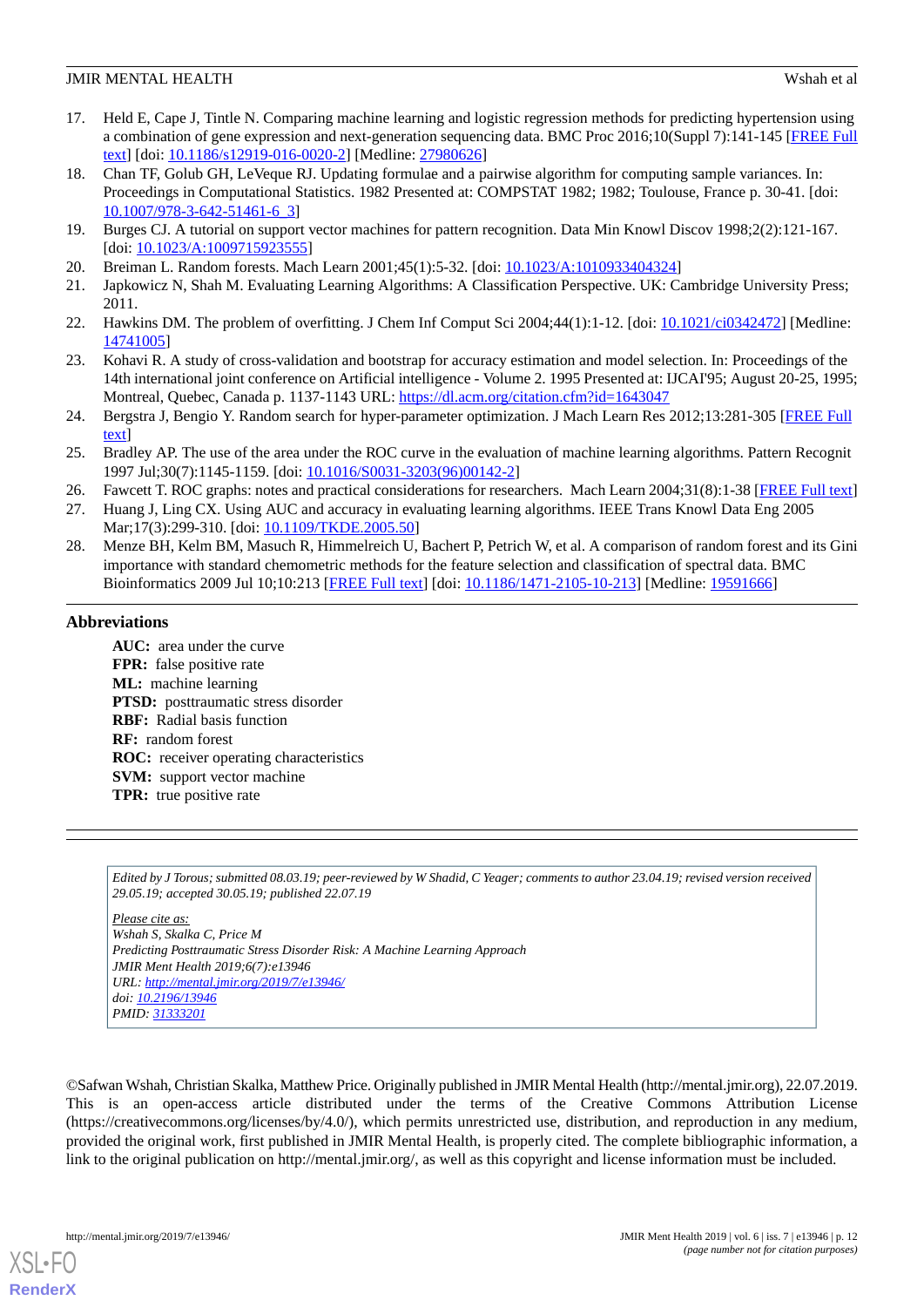17. Held E, Cape J, Tintle N. Comparing machine learning and logistic regression methods for predicting hypertension using a combination of gene expression and next-generation sequencing data. BMC Proc 2016;10(Suppl 7):141-145 [FREE Full text] [doi: 10.1186/s12919-016-0020-2] [Medline: 27980626]
18. Chan TF, Golub GH, LeVeque RJ. Updating formulae and a pairwise algorithm for computing sample variances. In: Proceedings in Computational Statistics. 1982 Presented at: COMPSTAT 1982; 1982; Toulouse, France p. 30-41. [doi: 10.1007/978-3-642-51461-6_3]
19. Burges CJ. A tutorial on support vector machines for pattern recognition. Data Min Knowl Discov 1998;2(2):121-167. [doi: 10.1023/A:1009715923555]
20. Breiman L. Random forests. Mach Learn 2001;45(1):5-32. [doi: 10.1023/A:1010933404324]
21. Japkowicz N, Shah M. Evaluating Learning Algorithms: A Classification Perspective. UK: Cambridge University Press; 2011.
22. Hawkins DM. The problem of overfitting. J Chem Inf Comput Sci 2004;44(1):1-12. [doi: 10.1021/ci0342472] [Medline: 14741005]
23. Kohavi R. A study of cross-validation and bootstrap for accuracy estimation and model selection. In: Proceedings of the 14th international joint conference on Artificial intelligence - Volume 2. 1995 Presented at: IJCAI'95; August 20-25, 1995; Montreal, Quebec, Canada p. 1137-1143 URL: https://dl.acm.org/citation.cfm?id=1643047
24. Bergstra J, Bengio Y. Random search for hyper-parameter optimization. J Mach Learn Res 2012;13:281-305 [FREE Full text]
25. Bradley AP. The use of the area under the ROC curve in the evaluation of machine learning algorithms. Pattern Recognit 1997 Jul;30(7):1145-1159. [doi: 10.1016/S0031-3203(96)00142-2]
26. Fawcett T. ROC graphs: notes and practical considerations for researchers. Mach Learn 2004;31(8):1-38 [FREE Full text]
27. Huang J, Ling CX. Using AUC and accuracy in evaluating learning algorithms. IEEE Trans Knowl Data Eng 2005 Mar;17(3):299-310. [doi: 10.1109/TKDE.2005.50]
28. Menze BH, Kelm BM, Masuch R, Himmelreich U, Bachert P, Petrich W, et al. A comparison of random forest and its Gini importance with standard chemometric methods for the feature selection and classification of spectral data. BMC Bioinformatics 2009 Jul 10;10:213 [FREE Full text] [doi: 10.1186/1471-2105-10-213] [Medline: 19591666]

## Abbreviations

**AUC:** area under the curve
**FPR:** false positive rate
**ML:** machine learning
**PTSD:** posttraumatic stress disorder
**RBF:** Radial basis function
**RF:** random forest
**ROC:** receiver operating characteristics
**SVM:** support vector machine
**TPR:** true positive rate

*Edited by J Torous; submitted 08.03.19; peer-reviewed by W Shadid, C Yeager; comments to author 23.04.19; revised version received 29.05.19; accepted 30.05.19; published 22.07.19*

*Please cite as:*
*Wshah S, Skalka C, Price M*
*Predicting Posttraumatic Stress Disorder Risk: A Machine Learning Approach*
*JMIR Ment Health 2019;6(7):e13946*
*URL: http://mental.jmir.org/2019/7/e13946/*
*doi: 10.2196/13946*
*PMID: 31333201*

©Safwan Wshah, Christian Skalka, Matthew Price. Originally published in JMIR Mental Health (http://mental.jmir.org), 22.07.2019. This is an open-access article distributed under the terms of the Creative Commons Attribution License (https://creativecommons.org/licenses/by/4.0/), which permits unrestricted use, distribution, and reproduction in any medium, provided the original work, first published in JMIR Mental Health, is properly cited. The complete bibliographic information, a link to the original publication on http://mental.jmir.org/, as well as this copyright and license information must be included.